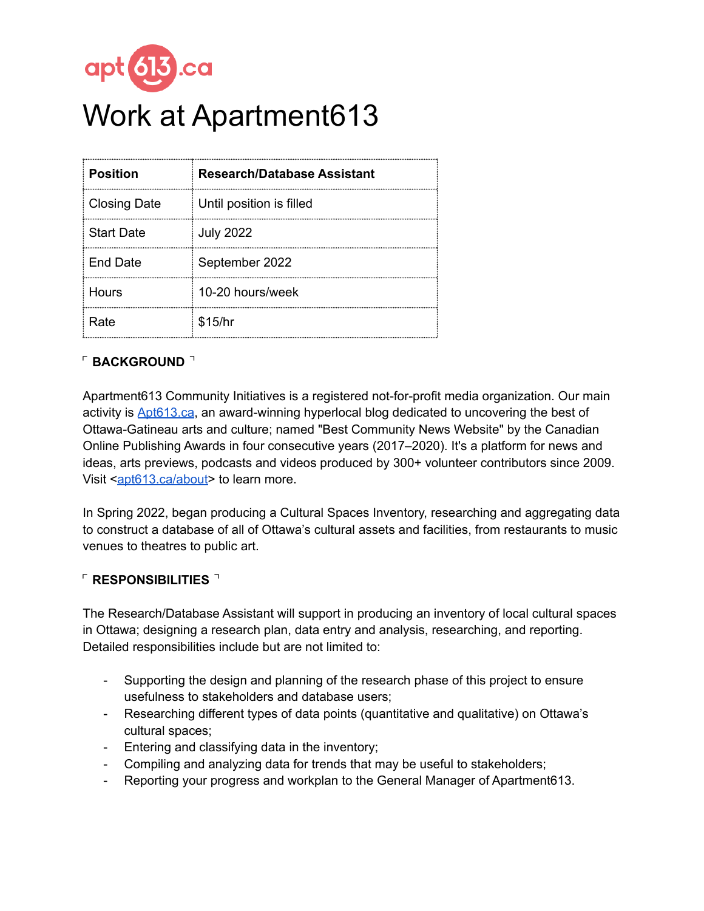apt613.ca

# Work at Apartment613

| Position | Research/Database Assistant |
|---|---|
| Closing Date | Until position is filled |
| Start Date | July 2022 |
| End Date | September 2022 |
| Hours | 10-20 hours/week |
| Rate | $15/hr |

## ⌜ BACKGROUND ⌝

Apartment613 Community Initiatives is a registered not-for-profit media organization. Our main activity is [Apt613.ca](https://apt613.ca), an award-winning hyperlocal blog dedicated to uncovering the best of Ottawa-Gatineau arts and culture; named "Best Community News Website" by the Canadian Online Publishing Awards in four consecutive years (2017–2020). It's a platform for news and ideas, arts previews, podcasts and videos produced by 300+ volunteer contributors since 2009. Visit <[apt613.ca/about](https://apt613.ca/about)> to learn more.

In Spring 2022, began producing a Cultural Spaces Inventory, researching and aggregating data to construct a database of all of Ottawa's cultural assets and facilities, from restaurants to music venues to theatres to public art.

## ⌜ RESPONSIBILITIES ⌝

The Research/Database Assistant will support in producing an inventory of local cultural spaces in Ottawa; designing a research plan, data entry and analysis, researching, and reporting. Detailed responsibilities include but are not limited to:

- Supporting the design and planning of the research phase of this project to ensure usefulness to stakeholders and database users;
- Researching different types of data points (quantitative and qualitative) on Ottawa's cultural spaces;
- Entering and classifying data in the inventory;
- Compiling and analyzing data for trends that may be useful to stakeholders;
- Reporting your progress and workplan to the General Manager of Apartment613.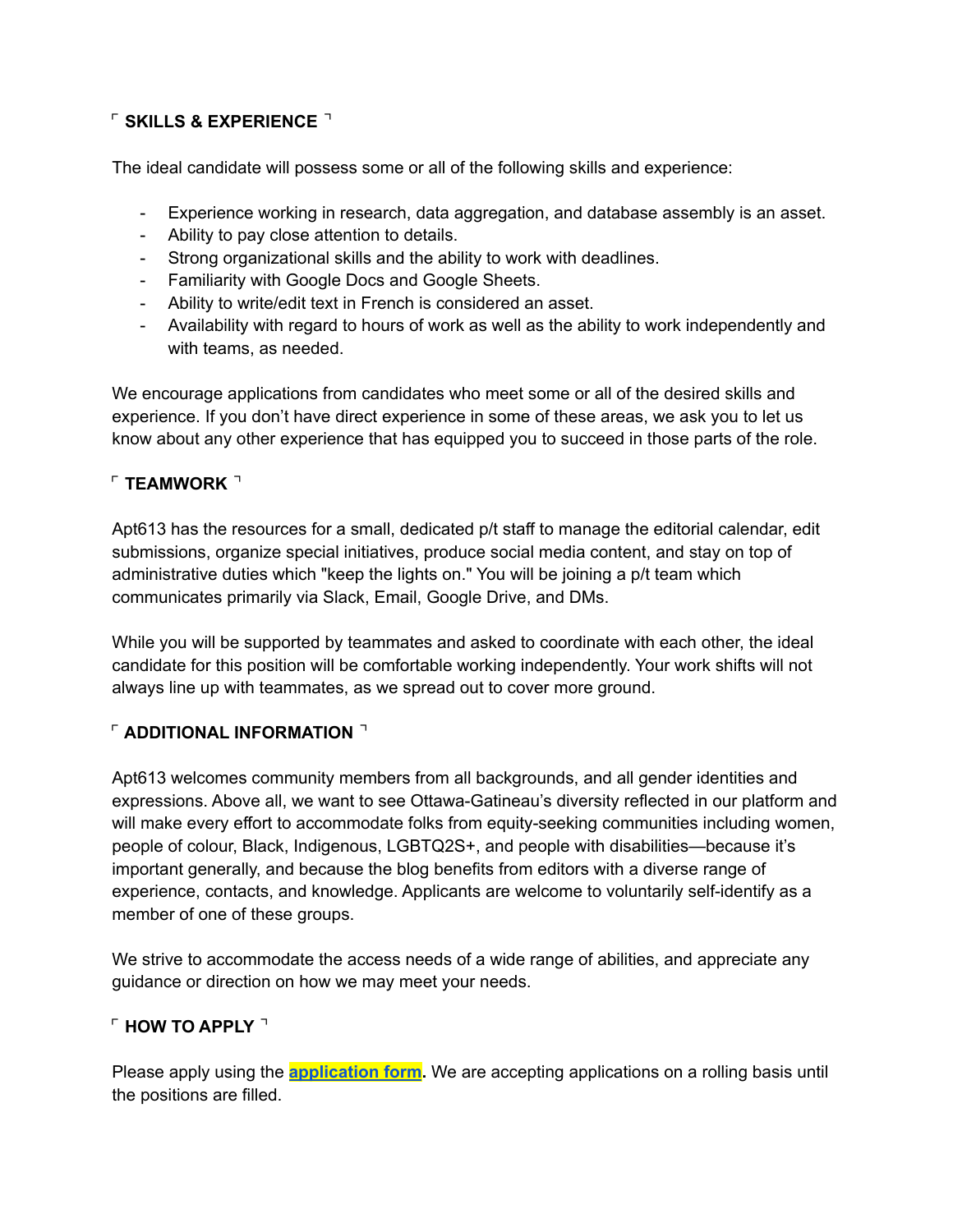## ⌜ SKILLS & EXPERIENCE ⌝

The ideal candidate will possess some or all of the following skills and experience:

- Experience working in research, data aggregation, and database assembly is an asset.
- Ability to pay close attention to details.
- Strong organizational skills and the ability to work with deadlines.
- Familiarity with Google Docs and Google Sheets.
- Ability to write/edit text in French is considered an asset.
- Availability with regard to hours of work as well as the ability to work independently and with teams, as needed.

We encourage applications from candidates who meet some or all of the desired skills and experience. If you don't have direct experience in some of these areas, we ask you to let us know about any other experience that has equipped you to succeed in those parts of the role.

## ⌜ TEAMWORK ⌝

Apt613 has the resources for a small, dedicated p/t staff to manage the editorial calendar, edit submissions, organize special initiatives, produce social media content, and stay on top of administrative duties which "keep the lights on." You will be joining a p/t team which communicates primarily via Slack, Email, Google Drive, and DMs.

While you will be supported by teammates and asked to coordinate with each other, the ideal candidate for this position will be comfortable working independently. Your work shifts will not always line up with teammates, as we spread out to cover more ground.

## ⌜ ADDITIONAL INFORMATION ⌝

Apt613 welcomes community members from all backgrounds, and all gender identities and expressions. Above all, we want to see Ottawa-Gatineau's diversity reflected in our platform and will make every effort to accommodate folks from equity-seeking communities including women, people of colour, Black, Indigenous, LGBTQ2S+, and people with disabilities—because it's important generally, and because the blog benefits from editors with a diverse range of experience, contacts, and knowledge. Applicants are welcome to voluntarily self-identify as a member of one of these groups.

We strive to accommodate the access needs of a wide range of abilities, and appreciate any guidance or direction on how we may meet your needs.

## ⌜ HOW TO APPLY ⌝

Please apply using the **application form**. We are accepting applications on a rolling basis until the positions are filled.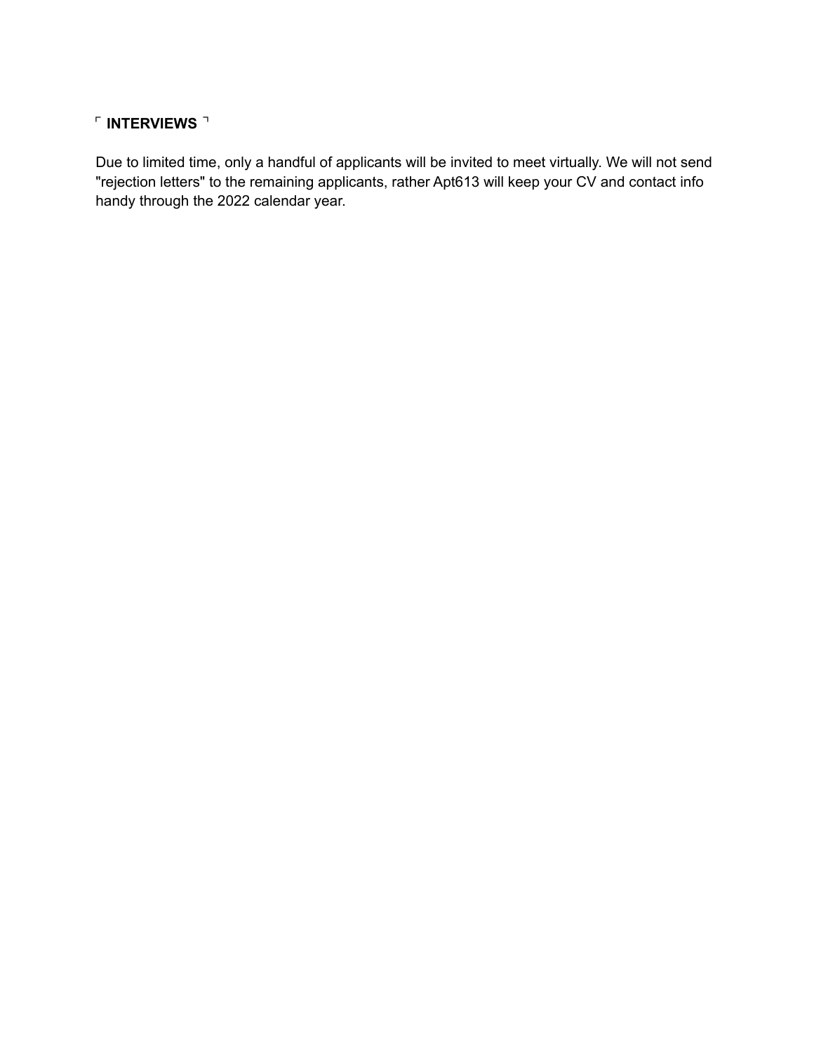## 「 INTERVIEWS 」

Due to limited time, only a handful of applicants will be invited to meet virtually. We will not send "rejection letters" to the remaining applicants, rather Apt613 will keep your CV and contact info handy through the 2022 calendar year.